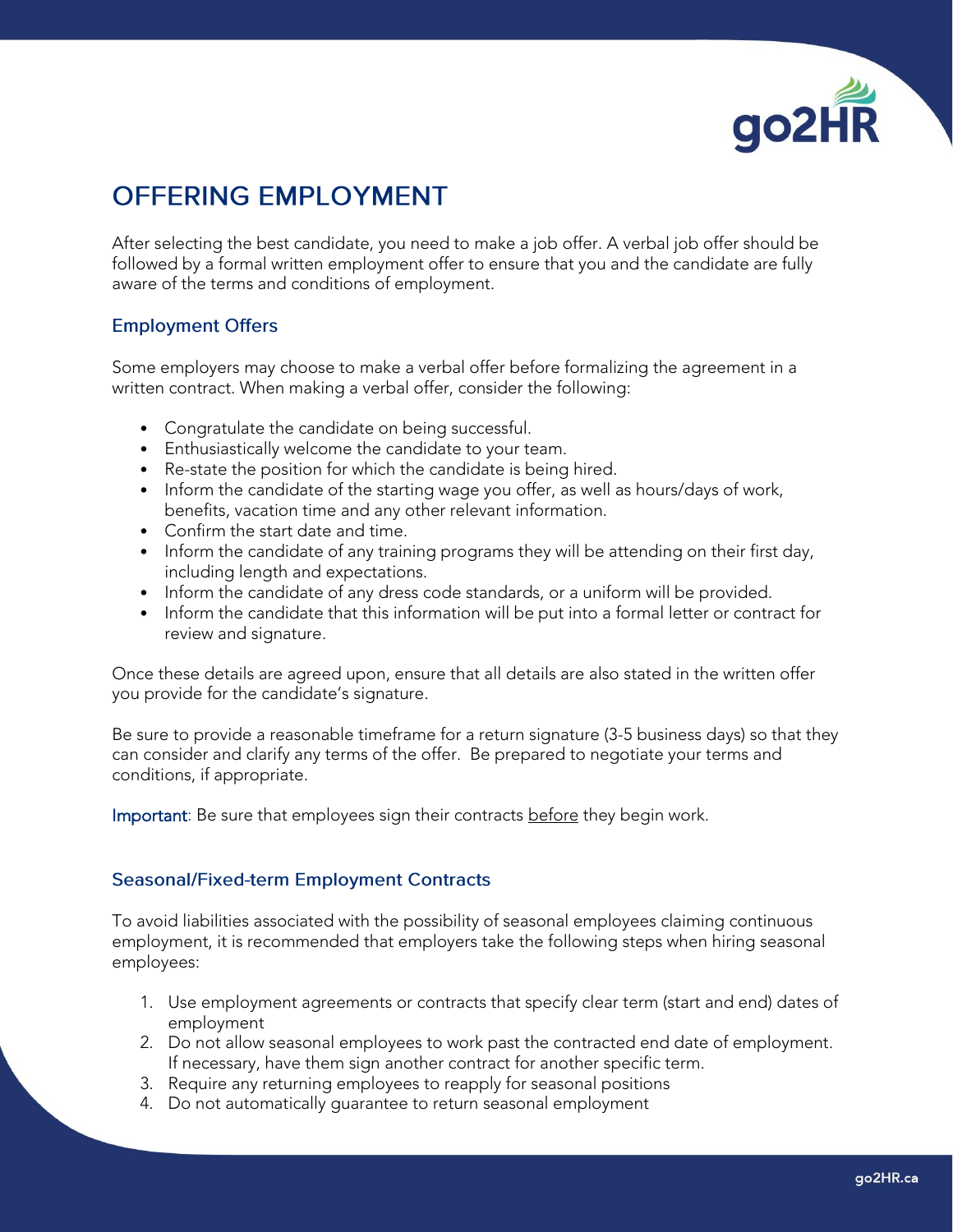# OFFERING EMPLOYMENT

After selecting the best candidate, you need to make a job offer. A verbal job offer should be followed by a formal written employment offer to ensure that you and the candidate are fully aware of the terms and conditions of employment.

## Employment Offers

Some employers may choose to make a verbal offer before formalizing the agreement in a written contract. When making a verbal offer, consider the following:

- Congratulate the candidate on being successful.
- Enthusiastically welcome the candidate to your team.
- Re-state the position for which the candidate is being hired.
- Inform the candidate of the starting wage you offer, as well as hours/days of work, benefits, vacation time and any other relevant information.
- Confirm the start date and time.
- Inform the candidate of any training programs they will be attending on their first day, including length and expectations.
- Inform the candidate of any dress code standards, or a uniform will be provided.
- Inform the candidate that this information will be put into a formal letter or contract for review and signature.

Once these details are agreed upon, ensure that all details are also stated in the written offer you provide for the candidate's signature.

Be sure to provide a reasonable timeframe for a return signature (3-5 business days) so that they can consider and clarify any terms of the offer. Be prepared to negotiate your terms and conditions, if appropriate.

Important: Be sure that employees sign their contracts before they begin work.

## Seasonal/Fixed-term Employment Contracts

To avoid liabilities associated with the possibility of seasonal employees claiming continuous employment, it is recommended that employers take the following steps when hiring seasonal employees:

1. Use employment agreements or contracts that specify clear term (start and end) dates of employment
2. Do not allow seasonal employees to work past the contracted end date of employment. If necessary, have them sign another contract for another specific term.
3. Require any returning employees to reapply for seasonal positions
4. Do not automatically guarantee to return seasonal employment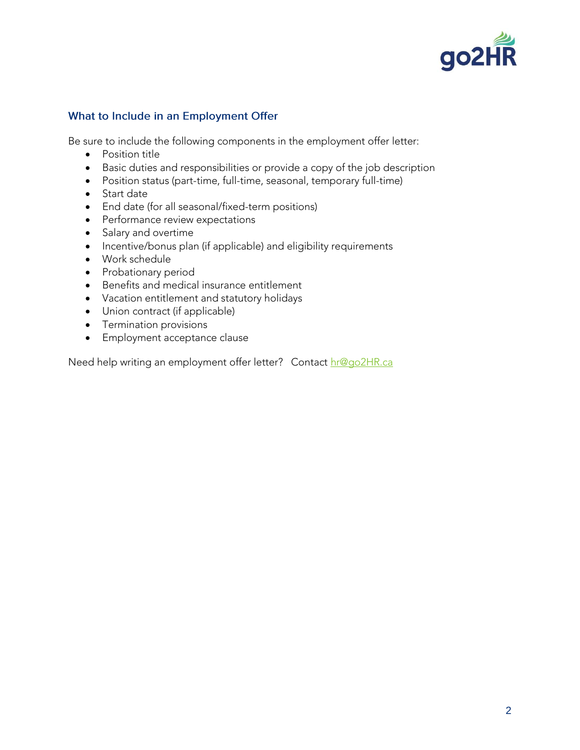## What to Include in an Employment Offer

Be sure to include the following components in the employment offer letter:

- Position title
- Basic duties and responsibilities or provide a copy of the job description
- Position status (part-time, full-time, seasonal, temporary full-time)
- Start date
- End date (for all seasonal/fixed-term positions)
- Performance review expectations
- Salary and overtime
- Incentive/bonus plan (if applicable) and eligibility requirements
- Work schedule
- Probationary period
- Benefits and medical insurance entitlement
- Vacation entitlement and statutory holidays
- Union contract (if applicable)
- Termination provisions
- Employment acceptance clause

Need help writing an employment offer letter? Contact hr@go2HR.ca